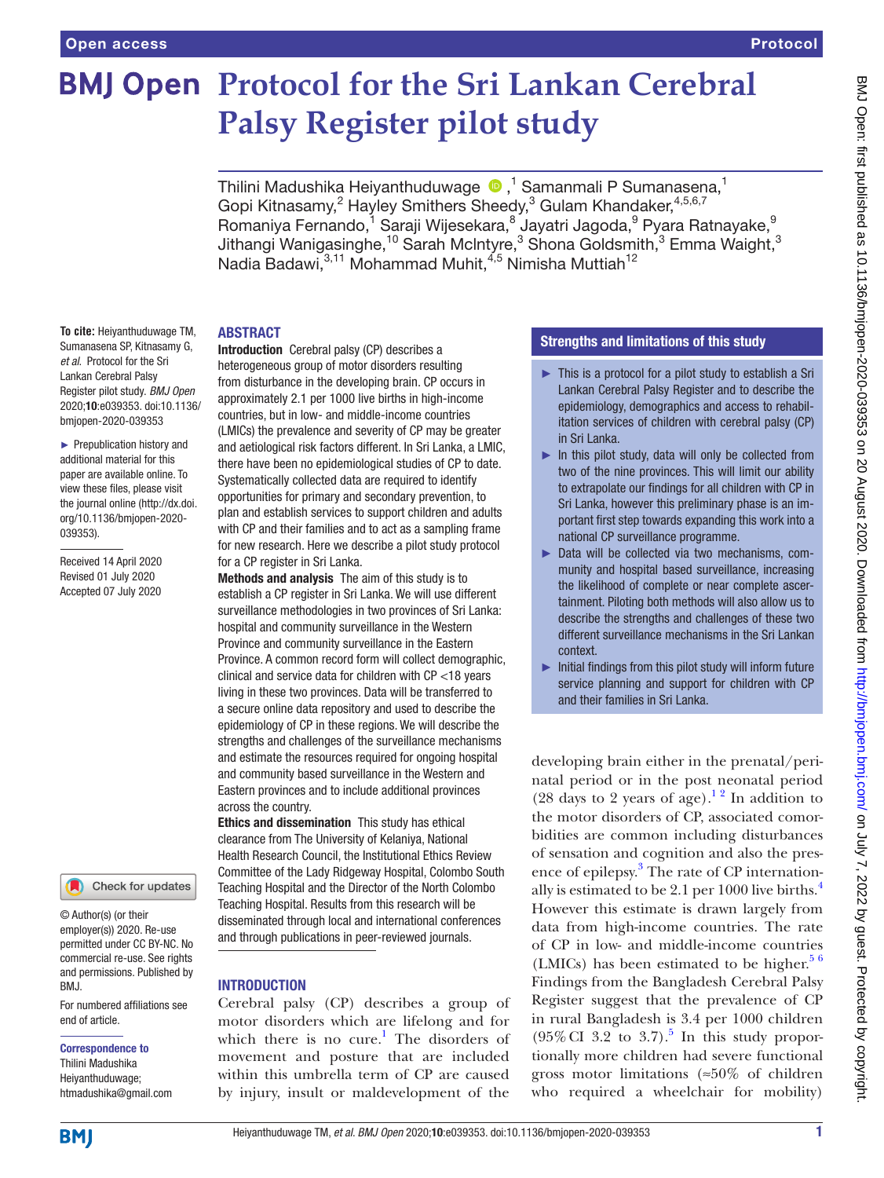# Protocol for the Sri Lankan Cerebral Palsy Register pilot study

Thilini Madushika Heiyanthuduwage ,[1] Samanmali P Sumanasena,[1] Gopi Kitnasamy,[2] Hayley Smithers Sheedy,[3] Gulam Khandaker,[4,5,6,7] Romaniya Fernando,[1] Saraji Wijesekara,[8] Jayatri Jagoda,[9] Pyara Ratnayake,[9] Jithangi Wanigasinghe,[10] Sarah McIntyre,[3] Shona Goldsmith,[3] Emma Waight,[3] Nadia Badawi,[3,11] Mohammad Muhit,[4,5] Nimisha Muttiah[12]

**To cite:** Heiyanthuduwage TM, Sumanasena SP, Kitnasamy G, *et al*. Protocol for the Sri Lankan Cerebral Palsy Register pilot study. *BMJ Open* 2020;**10**:e039353. doi:10.1136/bmjopen-2020-039353

► Prepublication history and additional material for this paper are available online. To view these files, please visit the journal online (http://dx.doi.org/10.1136/bmjopen-2020-039353).

Received 14 April 2020
Revised 01 July 2020
Accepted 07 July 2020

© Author(s) (or their employer(s)) 2020. Re-use permitted under CC BY-NC. No commercial re-use. See rights and permissions. Published by BMJ.

For numbered affiliations see end of article.

**Correspondence to**
Thilini Madushika Heiyanthuduwage; htmadushika@gmail.com

## ABSTRACT

**Introduction** Cerebral palsy (CP) describes a heterogeneous group of motor disorders resulting from disturbance in the developing brain. CP occurs in approximately 2.1 per 1000 live births in high-income countries, but in low- and middle-income countries (LMICs) the prevalence and severity of CP may be greater and aetiological risk factors different. In Sri Lanka, a LMIC, there have been no epidemiological studies of CP to date. Systematically collected data are required to identify opportunities for primary and secondary prevention, to plan and establish services to support children and adults with CP and their families and to act as a sampling frame for new research. Here we describe a pilot study protocol for a CP register in Sri Lanka.

**Methods and analysis** The aim of this study is to establish a CP register in Sri Lanka. We will use different surveillance methodologies in two provinces of Sri Lanka: hospital and community surveillance in the Western Province and community surveillance in the Eastern Province. A common record form will collect demographic, clinical and service data for children with CP <18 years living in these two provinces. Data will be transferred to a secure online data repository and used to describe the epidemiology of CP in these regions. We will describe the strengths and challenges of the surveillance mechanisms and estimate the resources required for ongoing hospital and community based surveillance in the Western and Eastern provinces and to include additional provinces across the country.

**Ethics and dissemination** This study has ethical clearance from The University of Kelaniya, National Health Research Council, the Institutional Ethics Review Committee of the Lady Ridgeway Hospital, Colombo South Teaching Hospital and the Director of the North Colombo Teaching Hospital. Results from this research will be disseminated through local and international conferences and through publications in peer-reviewed journals.

## Strengths and limitations of this study

- ► This is a protocol for a pilot study to establish a Sri Lankan Cerebral Palsy Register and to describe the epidemiology, demographics and access to rehabilitation services of children with cerebral palsy (CP) in Sri Lanka.
- ► In this pilot study, data will only be collected from two of the nine provinces. This will limit our ability to extrapolate our findings for all children with CP in Sri Lanka, however this preliminary phase is an important first step towards expanding this work into a national CP surveillance programme.
- ► Data will be collected via two mechanisms, community and hospital based surveillance, increasing the likelihood of complete or near complete ascertainment. Piloting both methods will also allow us to describe the strengths and challenges of these two different surveillance mechanisms in the Sri Lankan context.
- ► Initial findings from this pilot study will inform future service planning and support for children with CP and their families in Sri Lanka.

## INTRODUCTION

Cerebral palsy (CP) describes a group of motor disorders which are lifelong and for which there is no cure.[1] The disorders of movement and posture that are included within this umbrella term of CP are caused by injury, insult or maldevelopment of the developing brain either in the prenatal/perinatal period or in the post neonatal period (28 days to 2 years of age).[1,2] In addition to the motor disorders of CP, associated comorbidities are common including disturbances of sensation and cognition and also the presence of epilepsy.[3] The rate of CP internationally is estimated to be 2.1 per 1000 live births.[4] However this estimate is drawn largely from data from high-income countries. The rate of CP in low- and middle-income countries (LMICs) has been estimated to be higher.[5,6] Findings from the Bangladesh Cerebral Palsy Register suggest that the prevalence of CP in rural Bangladesh is 3.4 per 1000 children (95% CI 3.2 to 3.7).[5] In this study proportionally more children had severe functional gross motor limitations (≈50% of children who required a wheelchair for mobility)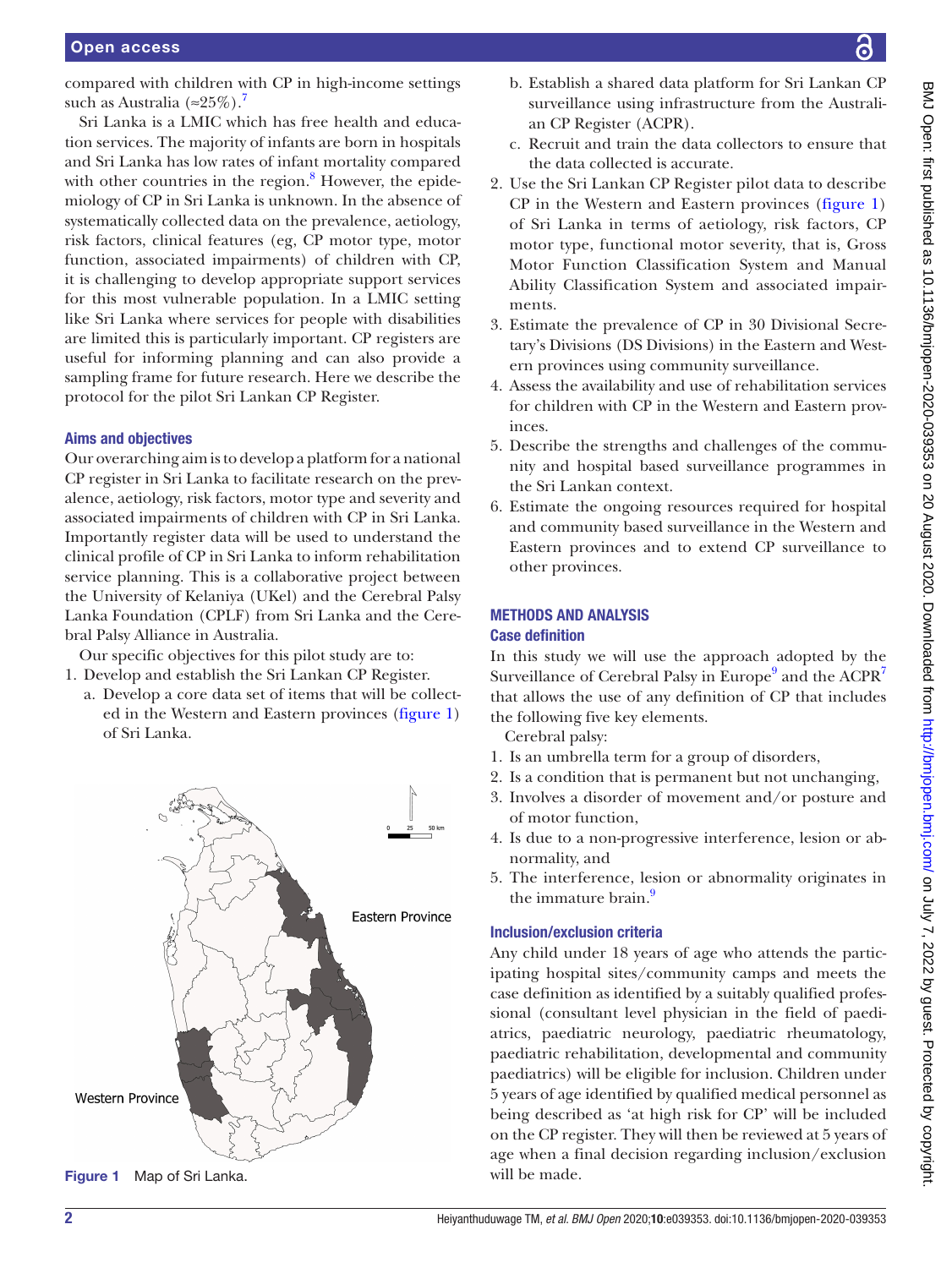compared with children with CP in high-income settings such as Australia (≈25%).[7]

Sri Lanka is a LMIC which has free health and education services. The majority of infants are born in hospitals and Sri Lanka has low rates of infant mortality compared with other countries in the region.[8] However, the epidemiology of CP in Sri Lanka is unknown. In the absence of systematically collected data on the prevalence, aetiology, risk factors, clinical features (eg, CP motor type, motor function, associated impairments) of children with CP, it is challenging to develop appropriate support services for this most vulnerable population. In a LMIC setting like Sri Lanka where services for people with disabilities are limited this is particularly important. CP registers are useful for informing planning and can also provide a sampling frame for future research. Here we describe the protocol for the pilot Sri Lankan CP Register.

### Aims and objectives

Our overarching aim is to develop a platform for a national CP register in Sri Lanka to facilitate research on the prevalence, aetiology, risk factors, motor type and severity and associated impairments of children with CP in Sri Lanka. Importantly register data will be used to understand the clinical profile of CP in Sri Lanka to inform rehabilitation service planning. This is a collaborative project between the University of Kelaniya (UKel) and the Cerebral Palsy Lanka Foundation (CPLF) from Sri Lanka and the Cerebral Palsy Alliance in Australia.

Our specific objectives for this pilot study are to:

1. Develop and establish the Sri Lankan CP Register.
   a. Develop a core data set of items that will be collected in the Western and Eastern provinces (figure 1) of Sri Lanka.
   b. Establish a shared data platform for Sri Lankan CP surveillance using infrastructure from the Australian CP Register (ACPR).
   c. Recruit and train the data collectors to ensure that the data collected is accurate.
2. Use the Sri Lankan CP Register pilot data to describe CP in the Western and Eastern provinces (figure 1) of Sri Lanka in terms of aetiology, risk factors, CP motor type, functional motor severity, that is, Gross Motor Function Classification System and Manual Ability Classification System and associated impairments.
3. Estimate the prevalence of CP in 30 Divisional Secretary's Divisions (DS Divisions) in the Eastern and Western provinces using community surveillance.
4. Assess the availability and use of rehabilitation services for children with CP in the Western and Eastern provinces.
5. Describe the strengths and challenges of the community and hospital based surveillance programmes in the Sri Lankan context.
6. Estimate the ongoing resources required for hospital and community based surveillance in the Western and Eastern provinces and to extend CP surveillance to other provinces.

Figure 1 Map of Sri Lanka.

## METHODS AND ANALYSIS

### Case definition

In this study we will use the approach adopted by the Surveillance of Cerebral Palsy in Europe[9] and the ACPR[7] that allows the use of any definition of CP that includes the following five key elements.

Cerebral palsy:

1. Is an umbrella term for a group of disorders,
2. Is a condition that is permanent but not unchanging,
3. Involves a disorder of movement and/or posture and of motor function,
4. Is due to a non-progressive interference, lesion or abnormality, and
5. The interference, lesion or abnormality originates in the immature brain.[9]

### Inclusion/exclusion criteria

Any child under 18 years of age who attends the participating hospital sites/community camps and meets the case definition as identified by a suitably qualified professional (consultant level physician in the field of paediatrics, paediatric neurology, paediatric rheumatology, paediatric rehabilitation, developmental and community paediatrics) will be eligible for inclusion. Children under 5 years of age identified by qualified medical personnel as being described as 'at high risk for CP' will be included on the CP register. They will then be reviewed at 5 years of age when a final decision regarding inclusion/exclusion will be made.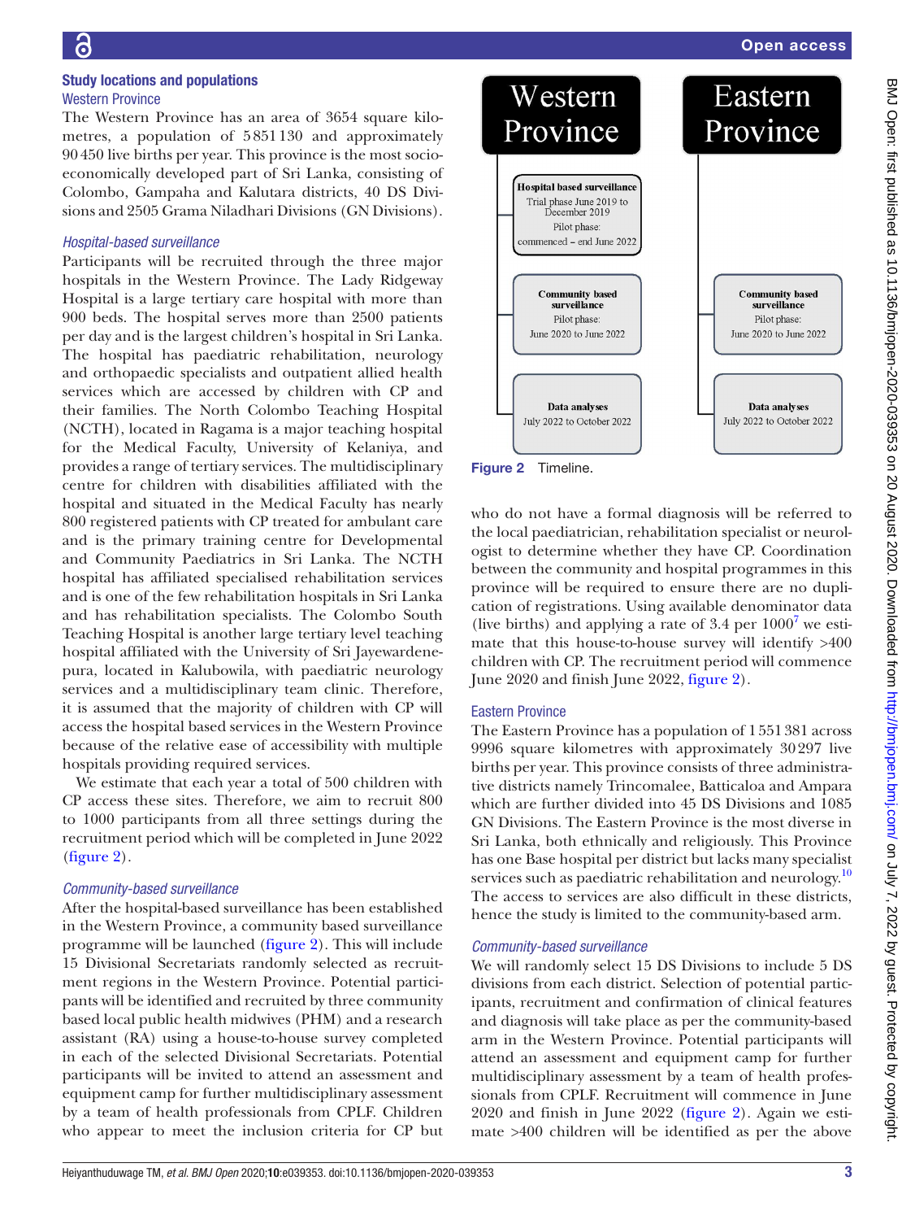## Study locations and populations

### Western Province

The Western Province has an area of 3654 square kilometres, a population of 5 851 130 and approximately 90 450 live births per year. This province is the most socioeconomically developed part of Sri Lanka, consisting of Colombo, Gampaha and Kalutara districts, 40 DS Divisions and 2505 Grama Niladhari Divisions (GN Divisions).

#### *Hospital-based surveillance*

Participants will be recruited through the three major hospitals in the Western Province. The Lady Ridgeway Hospital is a large tertiary care hospital with more than 900 beds. The hospital serves more than 2500 patients per day and is the largest children's hospital in Sri Lanka. The hospital has paediatric rehabilitation, neurology and orthopaedic specialists and outpatient allied health services which are accessed by children with CP and their families. The North Colombo Teaching Hospital (NCTH), located in Ragama is a major teaching hospital for the Medical Faculty, University of Kelaniya, and provides a range of tertiary services. The multidisciplinary centre for children with disabilities affiliated with the hospital and situated in the Medical Faculty has nearly 800 registered patients with CP treated for ambulant care and is the primary training centre for Developmental and Community Paediatrics in Sri Lanka. The NCTH hospital has affiliated specialised rehabilitation services and is one of the few rehabilitation hospitals in Sri Lanka and has rehabilitation specialists. The Colombo South Teaching Hospital is another large tertiary level teaching hospital affiliated with the University of Sri Jayewardenepura, located in Kalubowila, with paediatric neurology services and a multidisciplinary team clinic. Therefore, it is assumed that the majority of children with CP will access the hospital based services in the Western Province because of the relative ease of accessibility with multiple hospitals providing required services.

We estimate that each year a total of 500 children with CP access these sites. Therefore, we aim to recruit 800 to 1000 participants from all three settings during the recruitment period which will be completed in June 2022 (figure 2).

#### *Community-based surveillance*

After the hospital-based surveillance has been established in the Western Province, a community based surveillance programme will be launched (figure 2). This will include 15 Divisional Secretariats randomly selected as recruitment regions in the Western Province. Potential participants will be identified and recruited by three community based local public health midwives (PHM) and a research assistant (RA) using a house-to-house survey completed in each of the selected Divisional Secretariats. Potential participants will be invited to attend an assessment and equipment camp for further multidisciplinary assessment by a team of health professionals from CPLF. Children who appear to meet the inclusion criteria for CP but who do not have a formal diagnosis will be referred to the local paediatrician, rehabilitation specialist or neurologist to determine whether they have CP. Coordination between the community and hospital programmes in this province will be required to ensure there are no duplication of registrations. Using available denominator data (live births) and applying a rate of 3.4 per 1000[7] we estimate that this house-to-house survey will identify >400 children with CP. The recruitment period will commence June 2020 and finish June 2022, figure 2).

| Western Province | Eastern Province |
|---|---|
| **Hospital based surveillance** Trial phase June 2019 to December 2019 Pilot phase: commenced – end June 2022 | |
| **Community based surveillance** Pilot phase: June 2020 to June 2022 | **Community based surveillance** Pilot phase: June 2020 to June 2022 |
| **Data analyses** July 2022 to October 2022 | **Data analyses** July 2022 to October 2022 |

**Figure 2** Timeline.

### Eastern Province

The Eastern Province has a population of 1 551 381 across 9996 square kilometres with approximately 30 297 live births per year. This province consists of three administrative districts namely Trincomalee, Batticaloa and Ampara which are further divided into 45 DS Divisions and 1085 GN Divisions. The Eastern Province is the most diverse in Sri Lanka, both ethnically and religiously. This Province has one Base hospital per district but lacks many specialist services such as paediatric rehabilitation and neurology.[10] The access to services are also difficult in these districts, hence the study is limited to the community-based arm.

#### *Community-based surveillance*

We will randomly select 15 DS Divisions to include 5 DS divisions from each district. Selection of potential participants, recruitment and confirmation of clinical features and diagnosis will take place as per the community-based arm in the Western Province. Potential participants will attend an assessment and equipment camp for further multidisciplinary assessment by a team of health professionals from CPLF. Recruitment will commence in June 2020 and finish in June 2022 (figure 2). Again we estimate >400 children will be identified as per the above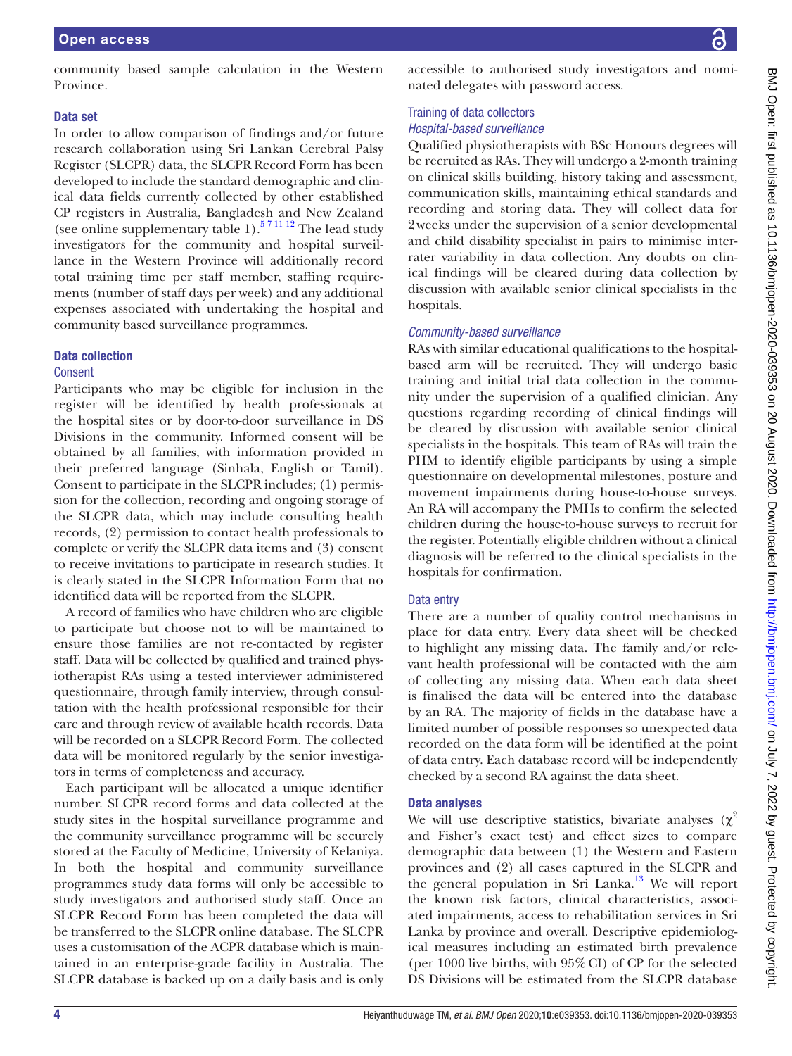community based sample calculation in the Western Province.

### Data set

In order to allow comparison of findings and/or future research collaboration using Sri Lankan Cerebral Palsy Register (SLCPR) data, the SLCPR Record Form has been developed to include the standard demographic and clinical data fields currently collected by other established CP registers in Australia, Bangladesh and New Zealand (see online supplementary table 1).[5 7 11 12] The lead study investigators for the community and hospital surveillance in the Western Province will additionally record total training time per staff member, staffing requirements (number of staff days per week) and any additional expenses associated with undertaking the hospital and community based surveillance programmes.

### Data collection

#### Consent

Participants who may be eligible for inclusion in the register will be identified by health professionals at the hospital sites or by door-to-door surveillance in DS Divisions in the community. Informed consent will be obtained by all families, with information provided in their preferred language (Sinhala, English or Tamil). Consent to participate in the SLCPR includes; (1) permission for the collection, recording and ongoing storage of the SLCPR data, which may include consulting health records, (2) permission to contact health professionals to complete or verify the SLCPR data items and (3) consent to receive invitations to participate in research studies. It is clearly stated in the SLCPR Information Form that no identified data will be reported from the SLCPR.

A record of families who have children who are eligible to participate but choose not to will be maintained to ensure those families are not re-contacted by register staff. Data will be collected by qualified and trained physiotherapist RAs using a tested interviewer administered questionnaire, through family interview, through consultation with the health professional responsible for their care and through review of available health records. Data will be recorded on a SLCPR Record Form. The collected data will be monitored regularly by the senior investigators in terms of completeness and accuracy.

Each participant will be allocated a unique identifier number. SLCPR record forms and data collected at the study sites in the hospital surveillance programme and the community surveillance programme will be securely stored at the Faculty of Medicine, University of Kelaniya. In both the hospital and community surveillance programmes study data forms will only be accessible to study investigators and authorised study staff. Once an SLCPR Record Form has been completed the data will be transferred to the SLCPR online database. The SLCPR uses a customisation of the ACPR database which is maintained in an enterprise-grade facility in Australia. The SLCPR database is backed up on a daily basis and is only accessible to authorised study investigators and nominated delegates with password access.

#### Training of data collectors

##### *Hospital-based surveillance*

Qualified physiotherapists with BSc Honours degrees will be recruited as RAs. They will undergo a 2-month training on clinical skills building, history taking and assessment, communication skills, maintaining ethical standards and recording and storing data. They will collect data for 2 weeks under the supervision of a senior developmental and child disability specialist in pairs to minimise inter-rater variability in data collection. Any doubts on clinical findings will be cleared during data collection by discussion with available senior clinical specialists in the hospitals.

##### *Community-based surveillance*

RAs with similar educational qualifications to the hospital-based arm will be recruited. They will undergo basic training and initial trial data collection in the community under the supervision of a qualified clinician. Any questions regarding recording of clinical findings will be cleared by discussion with available senior clinical specialists in the hospitals. This team of RAs will train the PHM to identify eligible participants by using a simple questionnaire on developmental milestones, posture and movement impairments during house-to-house surveys. An RA will accompany the PMHs to confirm the selected children during the house-to-house surveys to recruit for the register. Potentially eligible children without a clinical diagnosis will be referred to the clinical specialists in the hospitals for confirmation.

#### Data entry

There are a number of quality control mechanisms in place for data entry. Every data sheet will be checked to highlight any missing data. The family and/or relevant health professional will be contacted with the aim of collecting any missing data. When each data sheet is finalised the data will be entered into the database by an RA. The majority of fields in the database have a limited number of possible responses so unexpected data recorded on the data form will be identified at the point of data entry. Each database record will be independently checked by a second RA against the data sheet.

### Data analyses

We will use descriptive statistics, bivariate analyses ($\chi^2$ and Fisher's exact test) and effect sizes to compare demographic data between (1) the Western and Eastern provinces and (2) all cases captured in the SLCPR and the general population in Sri Lanka.[13] We will report the known risk factors, clinical characteristics, associated impairments, access to rehabilitation services in Sri Lanka by province and overall. Descriptive epidemiological measures including an estimated birth prevalence (per 1000 live births, with 95% CI) of CP for the selected DS Divisions will be estimated from the SLCPR database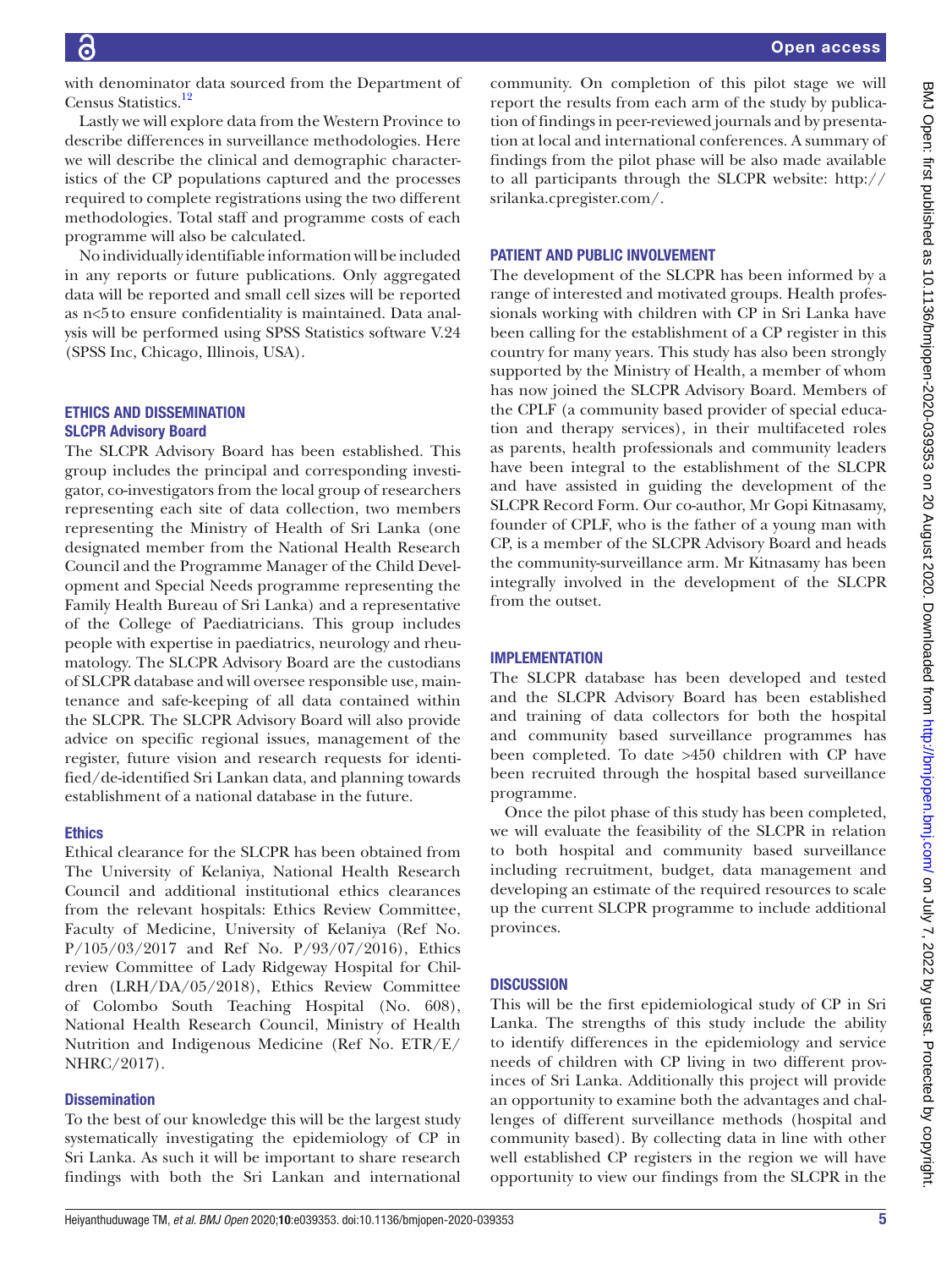with denominator data sourced from the Department of Census Statistics.[12]

Lastly we will explore data from the Western Province to describe differences in surveillance methodologies. Here we will describe the clinical and demographic characteristics of the CP populations captured and the processes required to complete registrations using the two different methodologies. Total staff and programme costs of each programme will also be calculated.

No individually identifiable information will be included in any reports or future publications. Only aggregated data will be reported and small cell sizes will be reported as n<5 to ensure confidentiality is maintained. Data analysis will be performed using SPSS Statistics software V.24 (SPSS Inc, Chicago, Illinois, USA).

## ETHICS AND DISSEMINATION

### SLCPR Advisory Board

The SLCPR Advisory Board has been established. This group includes the principal and corresponding investigator, co-investigators from the local group of researchers representing each site of data collection, two members representing the Ministry of Health of Sri Lanka (one designated member from the National Health Research Council and the Programme Manager of the Child Development and Special Needs programme representing the Family Health Bureau of Sri Lanka) and a representative of the College of Paediatricians. This group includes people with expertise in paediatrics, neurology and rheumatology. The SLCPR Advisory Board are the custodians of SLCPR database and will oversee responsible use, maintenance and safe-keeping of all data contained within the SLCPR. The SLCPR Advisory Board will also provide advice on specific regional issues, management of the register, future vision and research requests for identified/de-identified Sri Lankan data, and planning towards establishment of a national database in the future.

### Ethics

Ethical clearance for the SLCPR has been obtained from The University of Kelaniya, National Health Research Council and additional institutional ethics clearances from the relevant hospitals: Ethics Review Committee, Faculty of Medicine, University of Kelaniya (Ref No. P/105/03/2017 and Ref No. P/93/07/2016), Ethics review Committee of Lady Ridgeway Hospital for Children (LRH/DA/05/2018), Ethics Review Committee of Colombo South Teaching Hospital (No. 608), National Health Research Council, Ministry of Health Nutrition and Indigenous Medicine (Ref No. ETR/E/NHRC/2017).

### Dissemination

To the best of our knowledge this will be the largest study systematically investigating the epidemiology of CP in Sri Lanka. As such it will be important to share research findings with both the Sri Lankan and international community. On completion of this pilot stage we will report the results from each arm of the study by publication of findings in peer-reviewed journals and by presentation at local and international conferences. A summary of findings from the pilot phase will be also made available to all participants through the SLCPR website: http://srilanka.cpregister.com/.

## PATIENT AND PUBLIC INVOLVEMENT

The development of the SLCPR has been informed by a range of interested and motivated groups. Health professionals working with children with CP in Sri Lanka have been calling for the establishment of a CP register in this country for many years. This study has also been strongly supported by the Ministry of Health, a member of whom has now joined the SLCPR Advisory Board. Members of the CPLF (a community based provider of special education and therapy services), in their multifaceted roles as parents, health professionals and community leaders have been integral to the establishment of the SLCPR and have assisted in guiding the development of the SLCPR Record Form. Our co-author, Mr Gopi Kitnasamy, founder of CPLF, who is the father of a young man with CP, is a member of the SLCPR Advisory Board and heads the community-surveillance arm. Mr Kitnasamy has been integrally involved in the development of the SLCPR from the outset.

## IMPLEMENTATION

The SLCPR database has been developed and tested and the SLCPR Advisory Board has been established and training of data collectors for both the hospital and community based surveillance programmes has been completed. To date >450 children with CP have been recruited through the hospital based surveillance programme.

Once the pilot phase of this study has been completed, we will evaluate the feasibility of the SLCPR in relation to both hospital and community based surveillance including recruitment, budget, data management and developing an estimate of the required resources to scale up the current SLCPR programme to include additional provinces.

## DISCUSSION

This will be the first epidemiological study of CP in Sri Lanka. The strengths of this study include the ability to identify differences in the epidemiology and service needs of children with CP living in two different provinces of Sri Lanka. Additionally this project will provide an opportunity to examine both the advantages and challenges of different surveillance methods (hospital and community based). By collecting data in line with other well established CP registers in the region we will have opportunity to view our findings from the SLCPR in the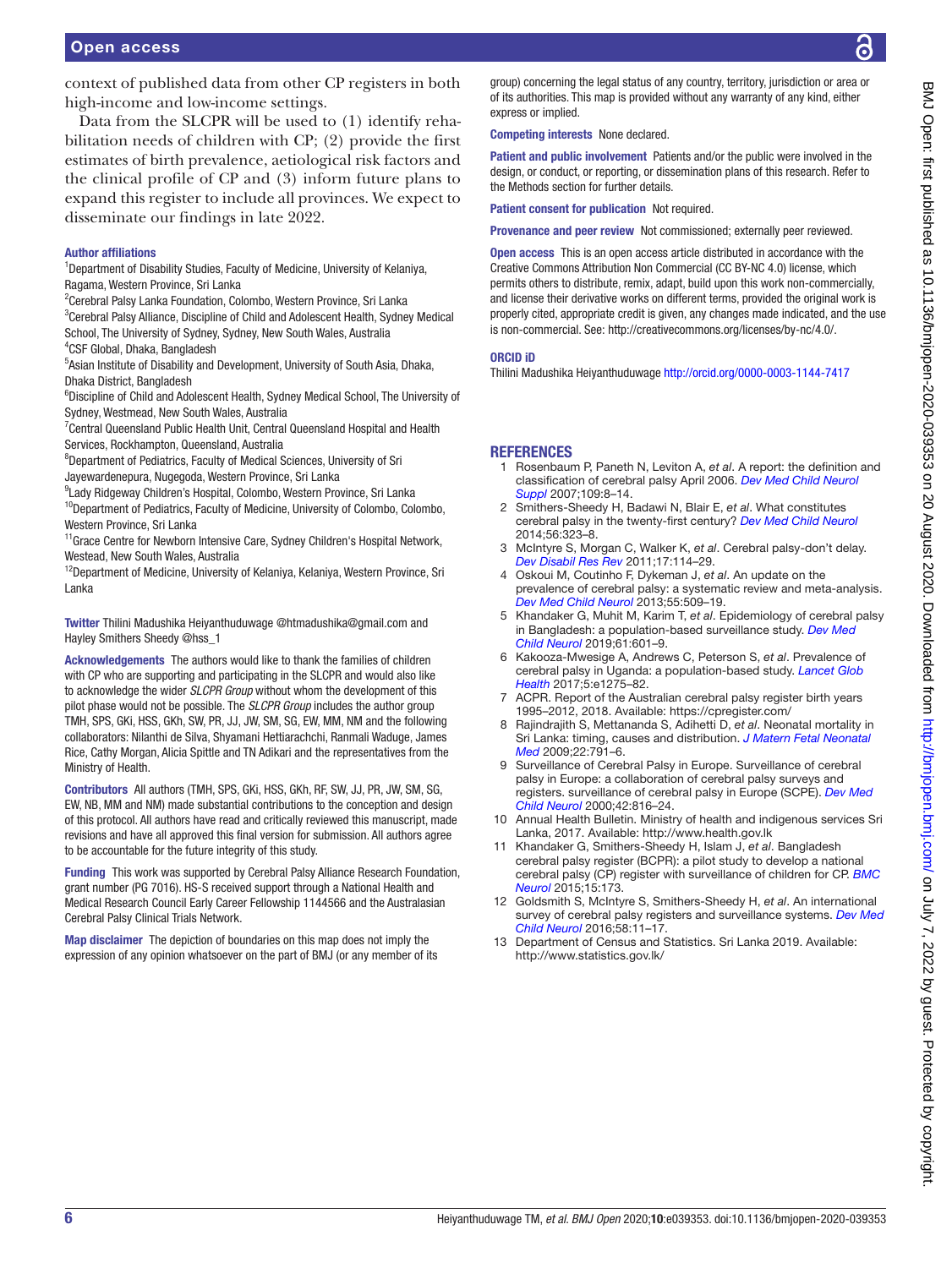context of published data from other CP registers in both high-income and low-income settings.

Data from the SLCPR will be used to (1) identify rehabilitation needs of children with CP; (2) provide the first estimates of birth prevalence, aetiological risk factors and the clinical profile of CP and (3) inform future plans to expand this register to include all provinces. We expect to disseminate our findings in late 2022.

**Author affiliations**

[1]Department of Disability Studies, Faculty of Medicine, University of Kelaniya, Ragama, Western Province, Sri Lanka
[2]Cerebral Palsy Lanka Foundation, Colombo, Western Province, Sri Lanka
[3]Cerebral Palsy Alliance, Discipline of Child and Adolescent Health, Sydney Medical School, The University of Sydney, Sydney, New South Wales, Australia
[4]CSF Global, Dhaka, Bangladesh
[5]Asian Institute of Disability and Development, University of South Asia, Dhaka, Dhaka District, Bangladesh
[6]Discipline of Child and Adolescent Health, Sydney Medical School, The University of Sydney, Westmead, New South Wales, Australia
[7]Central Queensland Public Health Unit, Central Queensland Hospital and Health Services, Rockhampton, Queensland, Australia
[8]Department of Pediatrics, Faculty of Medical Sciences, University of Sri Jayewardenepura, Nugegoda, Western Province, Sri Lanka
[9]Lady Ridgeway Children's Hospital, Colombo, Western Province, Sri Lanka
[10]Department of Pediatrics, Faculty of Medicine, University of Colombo, Colombo, Western Province, Sri Lanka
[11]Grace Centre for Newborn Intensive Care, Sydney Children's Hospital Network, Westead, New South Wales, Australia
[12]Department of Medicine, University of Kelaniya, Kelaniya, Western Province, Sri Lanka

**Twitter** Thilini Madushika Heiyanthuduwage @htmadushika@gmail.com and Hayley Smithers Sheedy @hss_1

**Acknowledgements** The authors would like to thank the families of children with CP who are supporting and participating in the SLCPR and would also like to acknowledge the wider *SLCPR Group* without whom the development of this pilot phase would not be possible. The *SLCPR Group* includes the author group TMH, SPS, GKi, HSS, GKh, SW, PR, JJ, JW, SM, SG, EW, MM, NM and the following collaborators: Nilanthi de Silva, Shyamani Hettiarachchi, Ranmali Waduge, James Rice, Cathy Morgan, Alicia Spittle and TN Adikari and the representatives from the Ministry of Health.

**Contributors** All authors (TMH, SPS, GKi, HSS, GKh, RF, SW, JJ, PR, JW, SM, SG, EW, NB, MM and NM) made substantial contributions to the conception and design of this protocol. All authors have read and critically reviewed this manuscript, made revisions and have all approved this final version for submission. All authors agree to be accountable for the future integrity of this study.

**Funding** This work was supported by Cerebral Palsy Alliance Research Foundation, grant number (PG 7016). HS-S received support through a National Health and Medical Research Council Early Career Fellowship 1144566 and the Australasian Cerebral Palsy Clinical Trials Network.

**Map disclaimer** The depiction of boundaries on this map does not imply the expression of any opinion whatsoever on the part of BMJ (or any member of its group) concerning the legal status of any country, territory, jurisdiction or area or of its authorities. This map is provided without any warranty of any kind, either express or implied.

**Competing interests** None declared.

**Patient and public involvement** Patients and/or the public were involved in the design, or conduct, or reporting, or dissemination plans of this research. Refer to the Methods section for further details.

**Patient consent for publication** Not required.

**Provenance and peer review** Not commissioned; externally peer reviewed.

**Open access** This is an open access article distributed in accordance with the Creative Commons Attribution Non Commercial (CC BY-NC 4.0) license, which permits others to distribute, remix, adapt, build upon this work non-commercially, and license their derivative works on different terms, provided the original work is properly cited, appropriate credit is given, any changes made indicated, and the use is non-commercial. See: http://creativecommons.org/licenses/by-nc/4.0/.

**ORCID iD**

Thilini Madushika Heiyanthuduwage http://orcid.org/0000-0003-1144-7417

## REFERENCES

1. Rosenbaum P, Paneth N, Leviton A, *et al*. A report: the definition and classification of cerebral palsy April 2006. *Dev Med Child Neurol Suppl* 2007;109:8–14.
2. Smithers-Sheedy H, Badawi N, Blair E, *et al*. What constitutes cerebral palsy in the twenty-first century? *Dev Med Child Neurol* 2014;56:323–8.
3. McIntyre S, Morgan C, Walker K, *et al*. Cerebral palsy-don't delay. *Dev Disabil Res Rev* 2011;17:114–29.
4. Oskoui M, Coutinho F, Dykeman J, *et al*. An update on the prevalence of cerebral palsy: a systematic review and meta-analysis. *Dev Med Child Neurol* 2013;55:509–19.
5. Khandaker G, Muhit M, Karim T, *et al*. Epidemiology of cerebral palsy in Bangladesh: a population-based surveillance study. *Dev Med Child Neurol* 2019;61:601–9.
6. Kakooza-Mwesige A, Andrews C, Peterson S, *et al*. Prevalence of cerebral palsy in Uganda: a population-based study. *Lancet Glob Health* 2017;5:e1275–82.
7. ACPR. Report of the Australian cerebral palsy register birth years 1995–2012, 2018. Available: https://cpregister.com/
8. Rajindrajith S, Mettananda S, Adihetti D, *et al*. Neonatal mortality in Sri Lanka: timing, causes and distribution. *J Matern Fetal Neonatal Med* 2009;22:791–6.
9. Surveillance of Cerebral Palsy in Europe. Surveillance of cerebral palsy in Europe: a collaboration of cerebral palsy surveys and registers. surveillance of cerebral palsy in Europe (SCPE). *Dev Med Child Neurol* 2000;42:816–24.
10. Annual Health Bulletin. Ministry of health and indigenous services Sri Lanka, 2017. Available: http://www.health.gov.lk
11. Khandaker G, Smithers-Sheedy H, Islam J, *et al*. Bangladesh cerebral palsy register (BCPR): a pilot study to develop a national cerebral palsy (CP) register with surveillance of children for CP. *BMC Neurol* 2015;15:173.
12. Goldsmith S, McIntyre S, Smithers-Sheedy H, *et al*. An international survey of cerebral palsy registers and surveillance systems. *Dev Med Child Neurol* 2016;58:11–17.
13. Department of Census and Statistics. Sri Lanka 2019. Available: http://www.statistics.gov.lk/